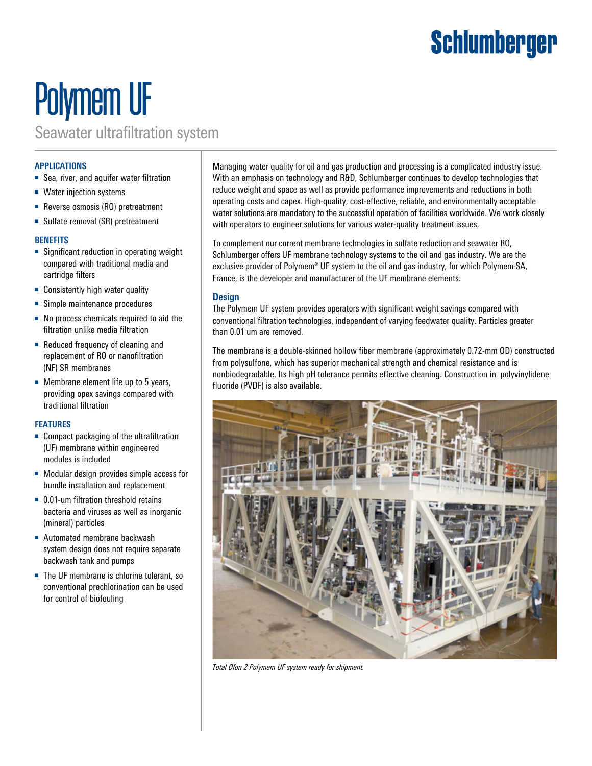Schlumberger

# Polymem UF

## Seawater ultrafiltration system

### APPLICATIONS

- Sea, river, and aquifer water filtration
- Water injection systems
- Reverse osmosis (RO) pretreatment
- Sulfate removal (SR) pretreatment

### BENEFITS

- Significant reduction in operating weight compared with traditional media and cartridge filters
- Consistently high water quality
- Simple maintenance procedures
- No process chemicals required to aid the filtration unlike media filtration
- Reduced frequency of cleaning and replacement of RO or nanofiltration (NF) SR membranes
- Membrane element life up to 5 years, providing opex savings compared with traditional filtration

### FEATURES

- Compact packaging of the ultrafiltration (UF) membrane within engineered modules is included
- Modular design provides simple access for bundle installation and replacement
- 0.01-um filtration threshold retains bacteria and viruses as well as inorganic (mineral) particles
- Automated membrane backwash system design does not require separate backwash tank and pumps
- The UF membrane is chlorine tolerant, so conventional prechlorination can be used for control of biofouling

Managing water quality for oil and gas production and processing is a complicated industry issue. With an emphasis on technology and R&D, Schlumberger continues to develop technologies that reduce weight and space as well as provide performance improvements and reductions in both operating costs and capex. High-quality, cost-effective, reliable, and environmentally acceptable water solutions are mandatory to the successful operation of facilities worldwide. We work closely with operators to engineer solutions for various water-quality treatment issues.

To complement our current membrane technologies in sulfate reduction and seawater RO, Schlumberger offers UF membrane technology systems to the oil and gas industry. We are the exclusive provider of Polymem® UF system to the oil and gas industry, for which Polymem SA, France, is the developer and manufacturer of the UF membrane elements.

### Design

The Polymem UF system provides operators with significant weight savings compared with conventional filtration technologies, independent of varying feedwater quality. Particles greater than 0.01 um are removed.

The membrane is a double-skinned hollow fiber membrane (approximately 0.72-mm OD) constructed from polysulfone, which has superior mechanical strength and chemical resistance and is nonbiodegradable. Its high pH tolerance permits effective cleaning. Construction in polyvinylidene fluoride (PVDF) is also available.

*Total Ofon 2 Polymem UF system ready for shipment.*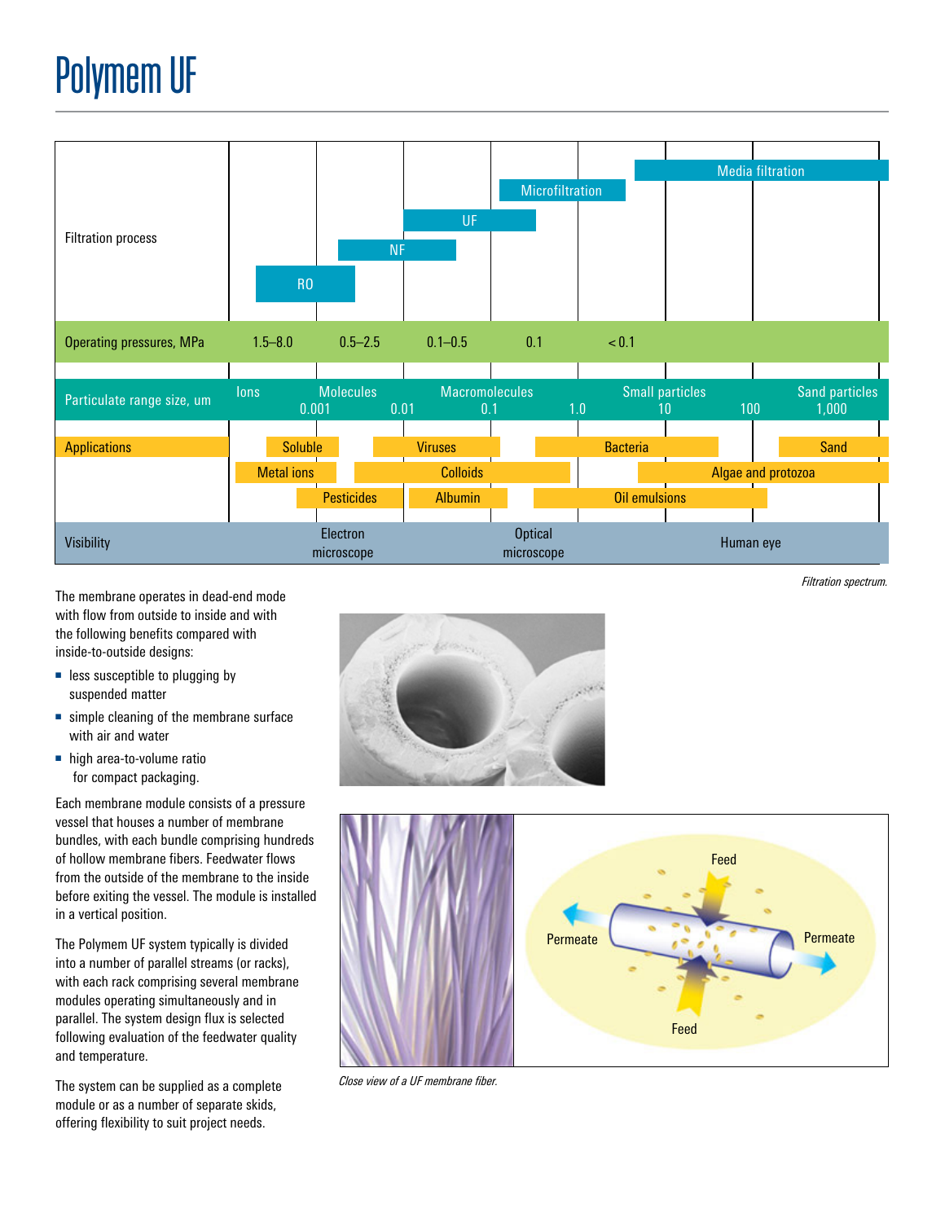# Polymem UF

| Filtration process | | | | | | | |
|---|---|---|---|---|---|---|---|
| | RO | NF | UF | Microfiltration | | Media filtration | |
| Operating pressures, MPa | 1.5–8.0 | 0.5–2.5 | 0.1–0.5 | 0.1 | < 0.1 | | |
| Particulate range size, um | Ions | Molecules | Macromolecules | | Small particles | | Sand particles |
| | 0.001 | 0.01 | 0.1 | 1.0 | 10 | 100 | 1,000 |
| Applications | Soluble | Viruses | | Bacteria | | Sand | |
| | Metal ions | Colloids | | | Algae and protozoa | | |
| | Pesticides | Albumin | | Oil emulsions | | | |
| Visibility | Electron microscope | | Optical microscope | | Human eye | | |

*Filtration spectrum.*

The membrane operates in dead-end mode with flow from outside to inside and with the following benefits compared with inside-to-outside designs:

- less susceptible to plugging by suspended matter
- simple cleaning of the membrane surface with air and water
- high area-to-volume ratio for compact packaging.

Each membrane module consists of a pressure vessel that houses a number of membrane bundles, with each bundle comprising hundreds of hollow membrane fibers. Feedwater flows from the outside of the membrane to the inside before exiting the vessel. The module is installed in a vertical position.

The Polymem UF system typically is divided into a number of parallel streams (or racks), with each rack comprising several membrane modules operating simultaneously and in parallel. The system design flux is selected following evaluation of the feedwater quality and temperature.

The system can be supplied as a complete module or as a number of separate skids, offering flexibility to suit project needs.

Feed

Permeate

Permeate

Feed

*Close view of a UF membrane fiber.*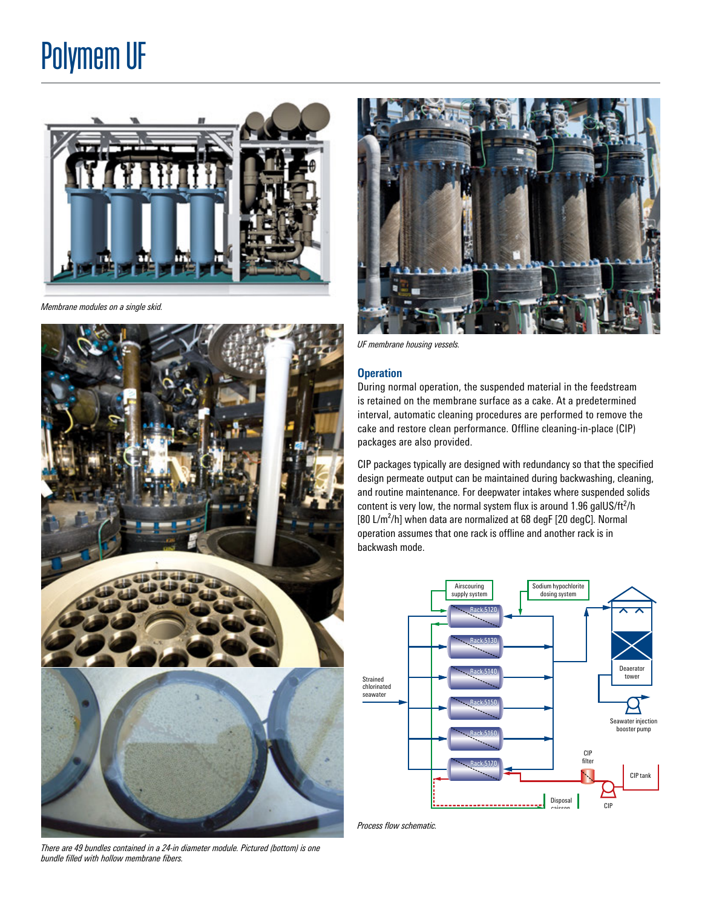# Polymem UF

*Membrane modules on a single skid.*

*There are 49 bundles contained in a 24-in diameter module. Pictured (bottom) is one bundle filled with hollow membrane fibers.*

*UF membrane housing vessels.*

## Operation

During normal operation, the suspended material in the feedstream is retained on the membrane surface as a cake. At a predetermined interval, automatic cleaning procedures are performed to remove the cake and restore clean performance. Offline cleaning-in-place (CIP) packages are also provided.

CIP packages typically are designed with redundancy so that the specified design permeate output can be maintained during backwashing, cleaning, and routine maintenance. For deepwater intakes where suspended solids content is very low, the normal system flux is around 1.96 galUS/ft$^2$/h [80 L/m$^2$/h] when data are normalized at 68 degF [20 degC]. Normal operation assumes that one rack is offline and another rack is in backwash mode.

*Process flow schematic.*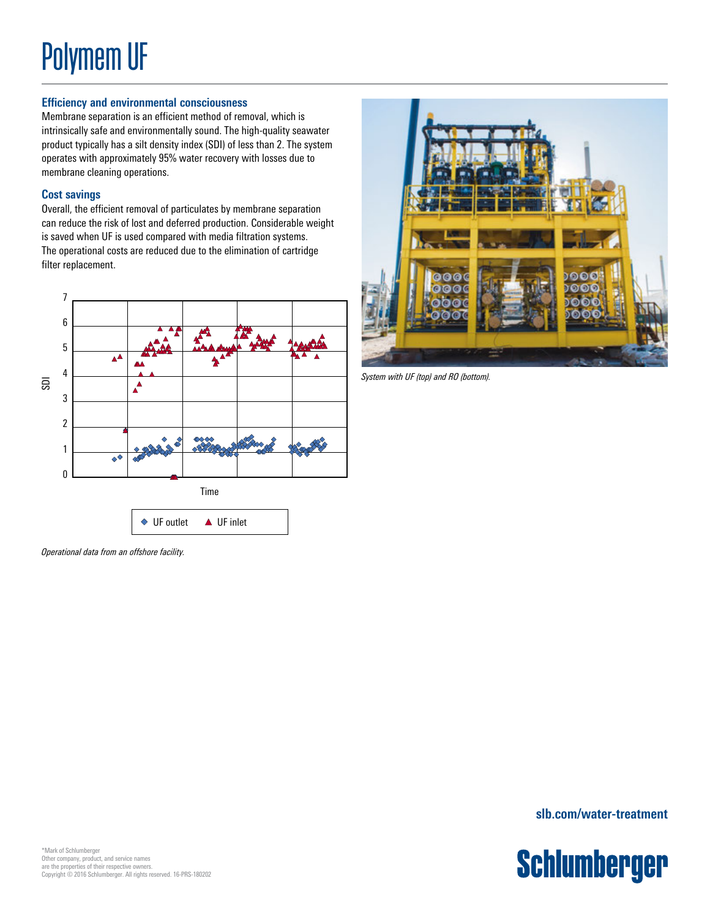# Polymem UF

### Efficiency and environmental consciousness

Membrane separation is an efficient method of removal, which is intrinsically safe and environmentally sound. The high-quality seawater product typically has a silt density index (SDI) of less than 2. The system operates with approximately 95% water recovery with losses due to membrane cleaning operations.

### Cost savings

Overall, the efficient removal of particulates by membrane separation can reduce the risk of lost and deferred production. Considerable weight is saved when UF is used compared with media filtration systems. The operational costs are reduced due to the elimination of cartridge filter replacement.

7
6
5
4
3
2
1
0
SDI
Time
UF outlet
UF inlet

*Operational data from an offshore facility.*

*System with UF (top) and RO (bottom).*

**slb.com/water-treatment**

*Mark of Schlumberger
Other company, product, and service names are the properties of their respective owners.
Copyright © 2016 Schlumberger. All rights reserved. 16-PRS-180202

**Schlumberger**